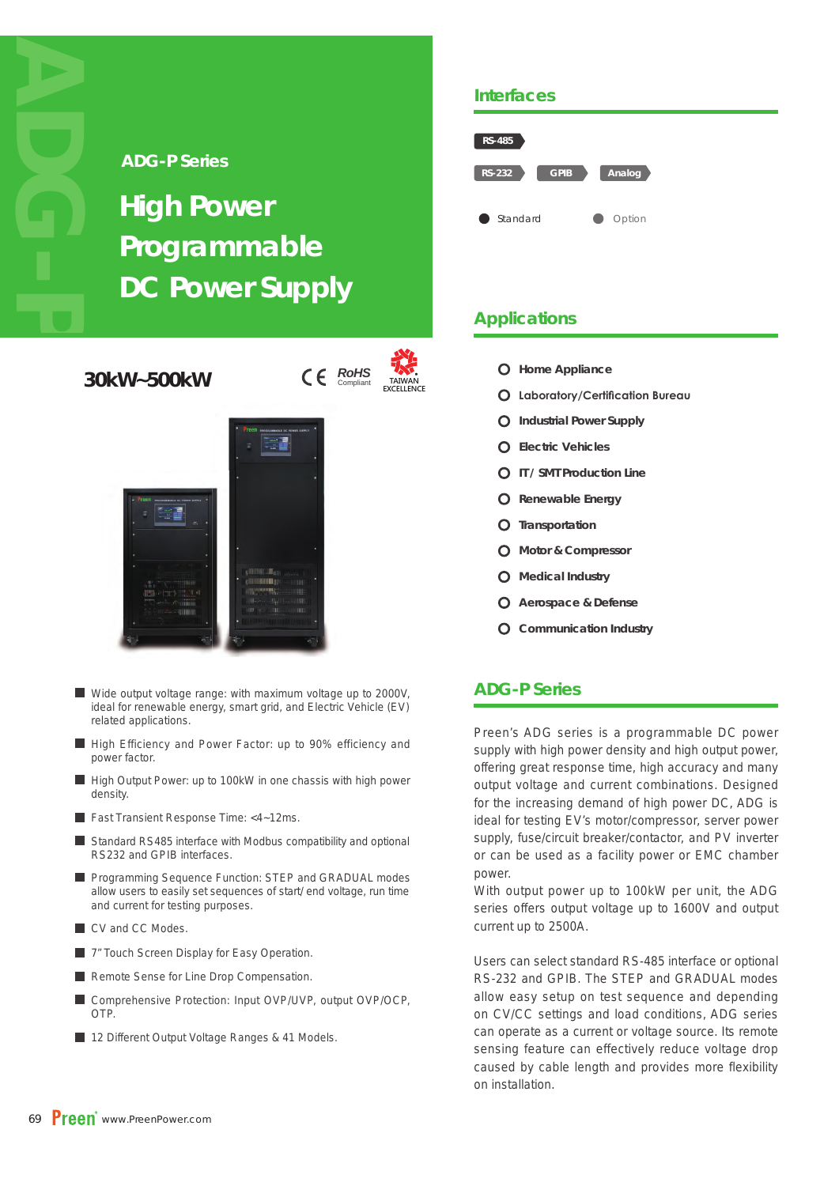## ADG-P Series

# High Power Programmable DC Power Supply

**30kW~500kW**

CE RoHS Compliant TAIWAN EXCELLENCE

- Wide output voltage range: with maximum voltage up to 2000V, ideal for renewable energy, smart grid, and Electric Vehicle (EV) related applications.
- High Efficiency and Power Factor: up to 90% efficiency and power factor.
- High Output Power: up to 100kW in one chassis with high power density.
- Fast Transient Response Time: <4~12ms.
- Standard RS485 interface with Modbus compatibility and optional RS232 and GPIB interfaces.
- Programming Sequence Function: STEP and GRADUAL modes allow users to easily set sequences of start/ end voltage, run time and current for testing purposes.
- CV and CC Modes.
- 7" Touch Screen Display for Easy Operation.
- Remote Sense for Line Drop Compensation.
- Comprehensive Protection: Input OVP/UVP, output OVP/OCP, OTP.
- 12 Different Output Voltage Ranges & 41 Models.

## Interfaces

RS-485

RS-232 GPIB Analog

● Standard ● Option

## Applications

- Home Appliance
- Laboratory/Certification Bureau
- Industrial Power Supply
- Electric Vehicles
- IT / SMT Production Line
- Renewable Energy
- Transportation
- Motor & Compressor
- Medical Industry
- Aerospace & Defense
- Communication Industry

## ADG-P Series

Preen's ADG series is a programmable DC power supply with high power density and high output power, offering great response time, high accuracy and many output voltage and current combinations. Designed for the increasing demand of high power DC, ADG is ideal for testing EV's motor/compressor, server power supply, fuse/circuit breaker/contactor, and PV inverter or can be used as a facility power or EMC chamber power.
With output power up to 100kW per unit, the ADG series offers output voltage up to 1600V and output current up to 2500A.

Users can select standard RS-485 interface or optional RS-232 and GPIB. The STEP and GRADUAL modes allow easy setup on test sequence and depending on CV/CC settings and load conditions, ADG series can operate as a current or voltage source. Its remote sensing feature can effectively reduce voltage drop caused by cable length and provides more flexibility on installation.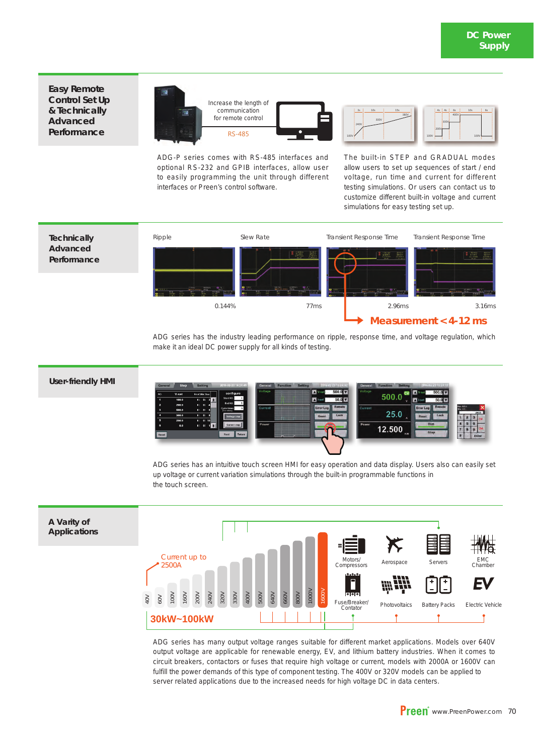## Easy Remote Control Set Up & Technically Advanced Performance

Increase the length of communication for remote control

RS-485

ADG-P series comes with RS-485 interfaces and optional RS-232 and GPIB interfaces, allow user to easily programming the unit through different interfaces or Preen's control software.

The built-in STEP and GRADUAL modes allow users to set up sequences of start / end voltage, run time and current for different testing simulations. Or users can contact us to customize different built-in voltage and current simulations for easy testing set up.

## Technically Advanced Performance

| Ripple | Slew Rate | Transient Response Time | Transient Response Time |
|---|---|---|---|
| 0.144% | 77ms | 2.96ms | 3.16ms |

**Measurement < 4-12 ms**

ADG series has the industry leading performance on ripple, response time, and voltage regulation, which make it an ideal DC power supply for all kinds of testing.

## User-friendly HMI

ADG series has an intuitive touch screen HMI for easy operation and data display. Users also can easily set up voltage or current variation simulations through the built-in programmable functions in the touch screen.

## A Varity of Applications

Current up to 2500A

40V, 60V, 100V, 160V, 200V, 240V, 320V, 330V, 400V, 500V, 640V, 660V, 800V, 1000V, 1600V

30kW~100kW

Motors/Compressors, Aerospace, Servers, EMC Chamber, Fuse/Breaker/Contator, Photovoltaics, Battery Packs, Electric Vehicle

ADG series has many output voltage ranges suitable for different market applications. Models over 640V output voltage are applicable for renewable energy, EV, and lithium battery industries. When it comes to circuit breakers, contactors or fuses that require high voltage or current, models with 2000A or 1600V can fulfill the power demands of this type of component testing. The 400V or 320V models can be applied to server related applications due to the increased needs for high voltage DC in data centers.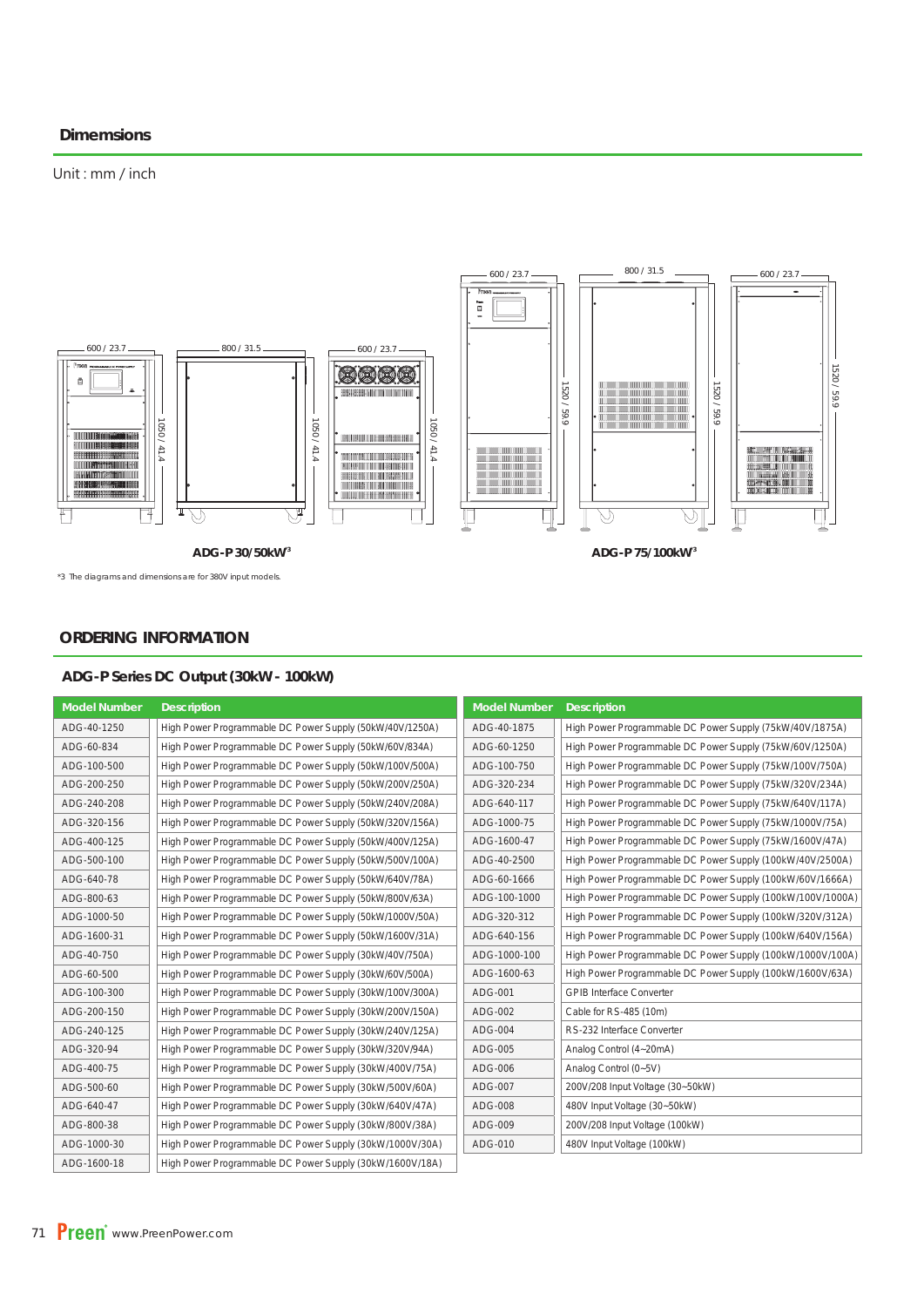## Dimemsions

Unit : mm / inch

ADG-P 30/50kW[3]

ADG-P 75/100kW[3]

*3 The diagrams and dimensions are for 380V input models.

## ORDERING INFORMATION

### ADG-P Series DC Output (30kW - 100kW)

| Model Number | Description |
|---|---|
| ADG-40-1250 | High Power Programmable DC Power Supply (50kW/40V/1250A) |
| ADG-60-834 | High Power Programmable DC Power Supply (50kW/60V/834A) |
| ADG-100-500 | High Power Programmable DC Power Supply (50kW/100V/500A) |
| ADG-200-250 | High Power Programmable DC Power Supply (50kW/200V/250A) |
| ADG-240-208 | High Power Programmable DC Power Supply (50kW/240V/208A) |
| ADG-320-156 | High Power Programmable DC Power Supply (50kW/320V/156A) |
| ADG-400-125 | High Power Programmable DC Power Supply (50kW/400V/125A) |
| ADG-500-100 | High Power Programmable DC Power Supply (50kW/500V/100A) |
| ADG-640-78 | High Power Programmable DC Power Supply (50kW/640V/78A) |
| ADG-800-63 | High Power Programmable DC Power Supply (50kW/800V/63A) |
| ADG-1000-50 | High Power Programmable DC Power Supply (50kW/1000V/50A) |
| ADG-1600-31 | High Power Programmable DC Power Supply (50kW/1600V/31A) |
| ADG-40-750 | High Power Programmable DC Power Supply (30kW/40V/750A) |
| ADG-60-500 | High Power Programmable DC Power Supply (30kW/60V/500A) |
| ADG-100-300 | High Power Programmable DC Power Supply (30kW/100V/300A) |
| ADG-200-150 | High Power Programmable DC Power Supply (30kW/200V/150A) |
| ADG-240-125 | High Power Programmable DC Power Supply (30kW/240V/125A) |
| ADG-320-94 | High Power Programmable DC Power Supply (30kW/320V/94A) |
| ADG-400-75 | High Power Programmable DC Power Supply (30kW/400V/75A) |
| ADG-500-60 | High Power Programmable DC Power Supply (30kW/500V/60A) |
| ADG-640-47 | High Power Programmable DC Power Supply (30kW/640V/47A) |
| ADG-800-38 | High Power Programmable DC Power Supply (30kW/800V/38A) |
| ADG-1000-30 | High Power Programmable DC Power Supply (30kW/1000V/30A) |
| ADG-1600-18 | High Power Programmable DC Power Supply (30kW/1600V/18A) |

| Model Number | Description |
|---|---|
| ADG-40-1875 | High Power Programmable DC Power Supply (75kW/40V/1875A) |
| ADG-60-1250 | High Power Programmable DC Power Supply (75kW/60V/1250A) |
| ADG-100-750 | High Power Programmable DC Power Supply (75kW/100V/750A) |
| ADG-320-234 | High Power Programmable DC Power Supply (75kW/320V/234A) |
| ADG-640-117 | High Power Programmable DC Power Supply (75kW/640V/117A) |
| ADG-1000-75 | High Power Programmable DC Power Supply (75kW/1000V/75A) |
| ADG-1600-47 | High Power Programmable DC Power Supply (75kW/1600V/47A) |
| ADG-40-2500 | High Power Programmable DC Power Supply (100kW/40V/2500A) |
| ADG-60-1666 | High Power Programmable DC Power Supply (100kW/60V/1666A) |
| ADG-100-1000 | High Power Programmable DC Power Supply (100kW/100V/1000A) |
| ADG-320-312 | High Power Programmable DC Power Supply (100kW/320V/312A) |
| ADG-640-156 | High Power Programmable DC Power Supply (100kW/640V/156A) |
| ADG-1000-100 | High Power Programmable DC Power Supply (100kW/1000V/100A) |
| ADG-1600-63 | High Power Programmable DC Power Supply (100kW/1600V/63A) |
| ADG-001 | GPIB Interface Converter |
| ADG-002 | Cable for RS-485 (10m) |
| ADG-004 | RS-232 Interface Converter |
| ADG-005 | Analog Control (4~20mA) |
| ADG-006 | Analog Control (0~5V) |
| ADG-007 | 200V/208 Input Voltage (30~50kW) |
| ADG-008 | 480V Input Voltage (30~50kW) |
| ADG-009 | 200V/208 Input Voltage (100kW) |
| ADG-010 | 480V Input Voltage (100kW) |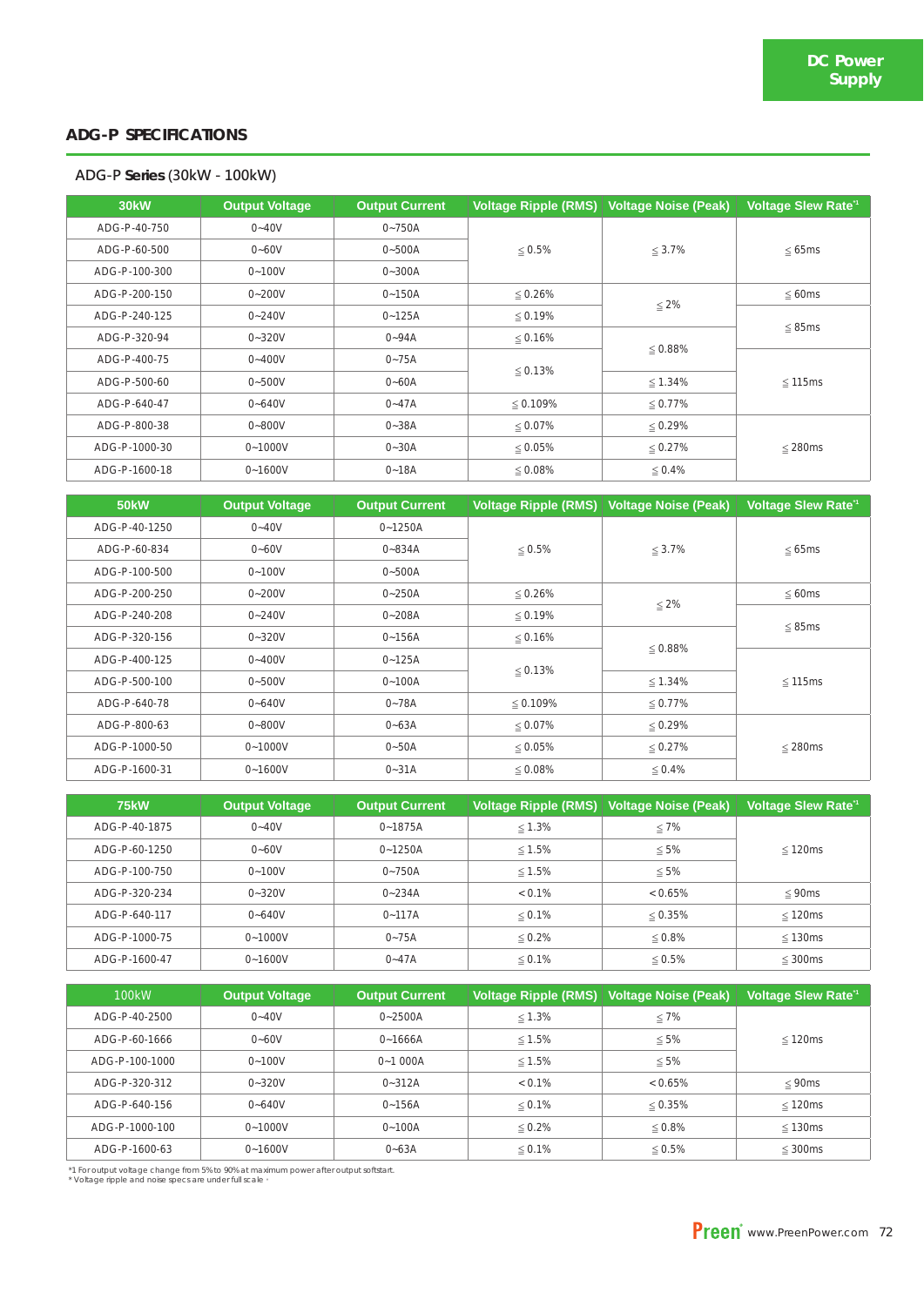DC Power Supply

## ADG-P SPECIFICATIONS

### ADG-P **Series** (30kW - 100kW)

| 30kW | Output Voltage | Output Current | Voltage Ripple (RMS) | Voltage Noise (Peak) | Voltage Slew Rate[*1] |
|---|---|---|---|---|---|
| ADG-P-40-750 | 0~40V | 0~750A | ≦0.5% | ≦3.7% | ≦65ms |
| ADG-P-60-500 | 0~60V | 0~500A | | | |
| ADG-P-100-300 | 0~100V | 0~300A | | | |
| ADG-P-200-150 | 0~200V | 0~150A | ≦0.26% | ≦2% | ≦60ms |
| ADG-P-240-125 | 0~240V | 0~125A | ≦0.19% | | ≦85ms |
| ADG-P-320-94 | 0~320V | 0~94A | ≦0.16% | ≦0.88% | |
| ADG-P-400-75 | 0~400V | 0~75A | ≦0.13% | | ≦115ms |
| ADG-P-500-60 | 0~500V | 0~60A | | ≦1.34% | |
| ADG-P-640-47 | 0~640V | 0~47A | ≦0.109% | ≦0.77% | |
| ADG-P-800-38 | 0~800V | 0~38A | ≦0.07% | ≦0.29% | ≦280ms |
| ADG-P-1000-30 | 0~1000V | 0~30A | ≦0.05% | ≦0.27% | |
| ADG-P-1600-18 | 0~1600V | 0~18A | ≦0.08% | ≦0.4% | |

| 50kW | Output Voltage | Output Current | Voltage Ripple (RMS) | Voltage Noise (Peak) | Voltage Slew Rate[*1] |
|---|---|---|---|---|---|
| ADG-P-40-1250 | 0~40V | 0~1250A | ≦0.5% | ≦3.7% | ≦65ms |
| ADG-P-60-834 | 0~60V | 0~834A | | | |
| ADG-P-100-500 | 0~100V | 0~500A | | | |
| ADG-P-200-250 | 0~200V | 0~250A | ≦0.26% | ≦2% | ≦60ms |
| ADG-P-240-208 | 0~240V | 0~208A | ≦0.19% | | ≦85ms |
| ADG-P-320-156 | 0~320V | 0~156A | ≦0.16% | ≦0.88% | |
| ADG-P-400-125 | 0~400V | 0~125A | ≦0.13% | | ≦115ms |
| ADG-P-500-100 | 0~500V | 0~100A | | ≦1.34% | |
| ADG-P-640-78 | 0~640V | 0~78A | ≦0.109% | ≦0.77% | |
| ADG-P-800-63 | 0~800V | 0~63A | ≦0.07% | ≦0.29% | ≦280ms |
| ADG-P-1000-50 | 0~1000V | 0~50A | ≦0.05% | ≦0.27% | |
| ADG-P-1600-31 | 0~1600V | 0~31A | ≦0.08% | ≦0.4% | |

| 75kW | Output Voltage | Output Current | Voltage Ripple (RMS) | Voltage Noise (Peak) | Voltage Slew Rate[*1] |
|---|---|---|---|---|---|
| ADG-P-40-1875 | 0~40V | 0~1875A | ≦1.3% | ≦7% | ≦120ms |
| ADG-P-60-1250 | 0~60V | 0~1250A | ≦1.5% | ≦5% | |
| ADG-P-100-750 | 0~100V | 0~750A | ≦1.5% | ≦5% | |
| ADG-P-320-234 | 0~320V | 0~234A | <0.1% | <0.65% | ≦90ms |
| ADG-P-640-117 | 0~640V | 0~117A | ≦0.1% | ≦0.35% | ≦120ms |
| ADG-P-1000-75 | 0~1000V | 0~75A | ≦0.2% | ≦0.8% | ≦130ms |
| ADG-P-1600-47 | 0~1600V | 0~47A | ≦0.1% | ≦0.5% | ≦300ms |

| 100kW | Output Voltage | Output Current | Voltage Ripple (RMS) | Voltage Noise (Peak) | Voltage Slew Rate[*1] |
|---|---|---|---|---|---|
| ADG-P-40-2500 | 0~40V | 0~2500A | ≦1.3% | ≦7% | ≦120ms |
| ADG-P-60-1666 | 0~60V | 0~1666A | ≦1.5% | ≦5% | |
| ADG-P-100-1000 | 0~100V | 0~1 000A | ≦1.5% | ≦5% | |
| ADG-P-320-312 | 0~320V | 0~312A | <0.1% | <0.65% | ≦90ms |
| ADG-P-640-156 | 0~640V | 0~156A | ≦0.1% | ≦0.35% | ≦120ms |
| ADG-P-1000-100 | 0~1000V | 0~100A | ≦0.2% | ≦0.8% | ≦130ms |
| ADG-P-1600-63 | 0~1600V | 0~63A | ≦0.1% | ≦0.5% | ≦300ms |

*1 For output voltage change from 5% to 90% at maximum power after output softstart.
* Voltage ripple and noise specs are under full scale.

Preen www.PreenPower.com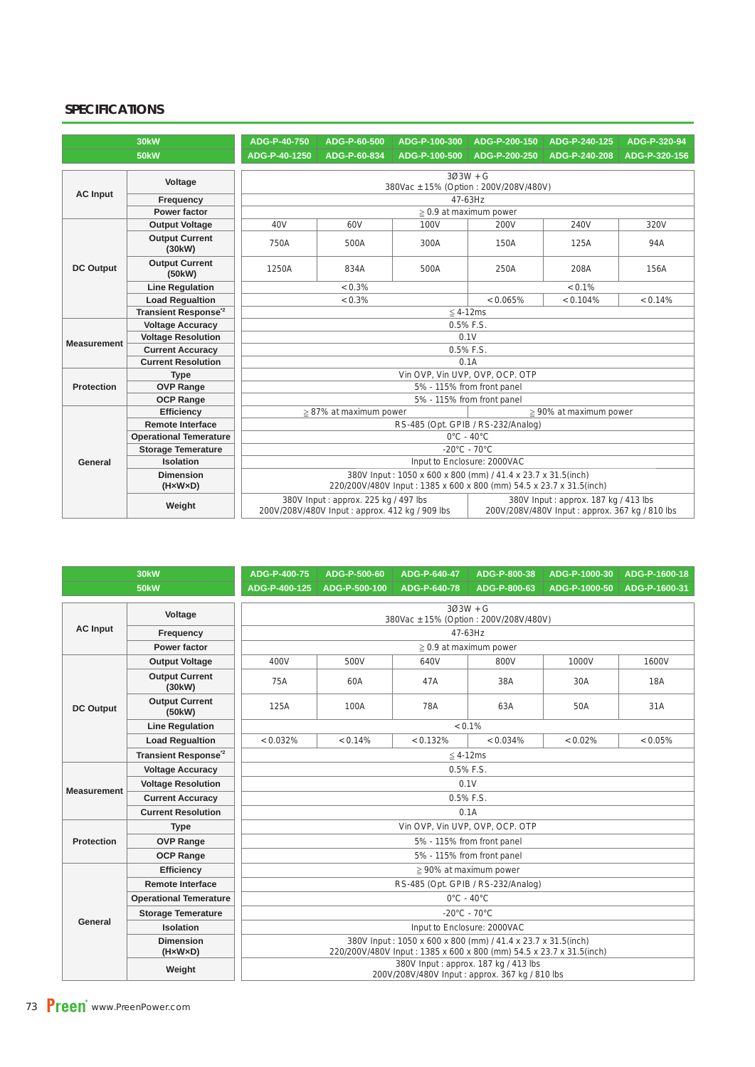## SPECIFICATIONS

| 30kW | | ADG-P-40-750 | ADG-P-60-500 | ADG-P-100-300 | ADG-P-200-150 | ADG-P-240-125 | ADG-P-320-94 |
|---|---|---|---|---|---|---|---|
| 50kW | | ADG-P-40-1250 | ADG-P-60-834 | ADG-P-100-500 | ADG-P-200-250 | ADG-P-240-208 | ADG-P-320-156 |
| AC Input | Voltage | 3Ø3W + G<br>380Vac ± 15% (Option : 200V/208V/480V) | | | | | |
| | Frequency | 47-63Hz | | | | | |
| | Power factor | ≧ 0.9 at maximum power | | | | | |
| DC Output | Output Voltage | 40V | 60V | 100V | 200V | 240V | 320V |
| | Output Current (30kW) | 750A | 500A | 300A | 150A | 125A | 94A |
| | Output Current (50kW) | 1250A | 834A | 500A | 250A | 208A | 156A |
| | Line Regulation | < 0.3% | | | < 0.1% | | |
| | Load Regualtion | < 0.3% | | | < 0.065% | < 0.104% | < 0.14% |
| | Transient Response[*2] | ≦ 4-12ms | | | | | |
| Measurement | Voltage Accuracy | 0.5% F.S. | | | | | |
| | Voltage Resolution | 0.1V | | | | | |
| | Current Accuracy | 0.5% F.S. | | | | | |
| | Current Resolution | 0.1A | | | | | |
| Protection | Type | Vin OVP, Vin UVP, OVP, OCP, OTP | | | | | |
| | OVP Range | 5% - 115% from front panel | | | | | |
| | OCP Range | 5% - 115% from front panel | | | | | |
| General | Efficiency | ≧ 87% at maximum power | | | ≧ 90% at maximum power | | |
| | Remote Interface | RS-485 (Opt. GPIB / RS-232/Analog) | | | | | |
| | Operational Temerature | 0°C - 40°C | | | | | |
| | Storage Temerature | -20°C - 70°C | | | | | |
| | Isolation | Input to Enclosure: 2000VAC | | | | | |
| | Dimension (H×W×D) | 380V Input : 1050 x 600 x 800 (mm) / 41.4 x 23.7 x 31.5(inch)<br>220/200V/480V Input : 1385 x 600 x 800 (mm) 54.5 x 23.7 x 31.5(inch) | | | | | |
| | Weight | 380V Input : approx. 225 kg / 497 lbs<br>200V/208V/480V Input : approx. 412 kg / 909 lbs | | | 380V Input : approx. 187 kg / 413 lbs<br>200V/208V/480V Input : approx. 367 kg / 810 lbs | | |

| 30kW | | ADG-P-400-75 | ADG-P-500-60 | ADG-P-640-47 | ADG-P-800-38 | ADG-P-1000-30 | ADG-P-1600-18 |
|---|---|---|---|---|---|---|---|
| 50kW | | ADG-P-400-125 | ADG-P-500-100 | ADG-P-640-78 | ADG-P-800-63 | ADG-P-1000-50 | ADG-P-1600-31 |
| AC Input | Voltage | 3Ø3W + G<br>380Vac ± 15% (Option : 200V/208V/480V) | | | | | |
| | Frequency | 47-63Hz | | | | | |
| | Power factor | ≧ 0.9 at maximum power | | | | | |
| DC Output | Output Voltage | 400V | 500V | 640V | 800V | 1000V | 1600V |
| | Output Current (30kW) | 75A | 60A | 47A | 38A | 30A | 18A |
| | Output Current (50kW) | 125A | 100A | 78A | 63A | 50A | 31A |
| | Line Regulation | < 0.1% | | | | | |
| | Load Regualtion | < 0.032% | < 0.14% | < 0.132% | < 0.034% | < 0.02% | < 0.05% |
| | Transient Response[*2] | ≦ 4-12ms | | | | | |
| Measurement | Voltage Accuracy | 0.5% F.S. | | | | | |
| | Voltage Resolution | 0.1V | | | | | |
| | Current Accuracy | 0.5% F.S. | | | | | |
| | Current Resolution | 0.1A | | | | | |
| Protection | Type | Vin OVP, Vin UVP, OVP, OCP, OTP | | | | | |
| | OVP Range | 5% - 115% from front panel | | | | | |
| | OCP Range | 5% - 115% from front panel | | | | | |
| General | Efficiency | ≧ 90% at maximum power | | | | | |
| | Remote Interface | RS-485 (Opt. GPIB / RS-232/Analog) | | | | | |
| | Operational Temerature | 0°C - 40°C | | | | | |
| | Storage Temerature | -20°C - 70°C | | | | | |
| | Isolation | Input to Enclosure: 2000VAC | | | | | |
| | Dimension (H×W×D) | 380V Input : 1050 x 600 x 800 (mm) / 41.4 x 23.7 x 31.5(inch)<br>220/200V/480V Input : 1385 x 600 x 800 (mm) 54.5 x 23.7 x 31.5(inch) | | | | | |
| | Weight | 380V Input : approx. 187 kg / 413 lbs<br>200V/208V/480V Input : approx. 367 kg / 810 lbs | | | | | |

Preen www.PreenPower.com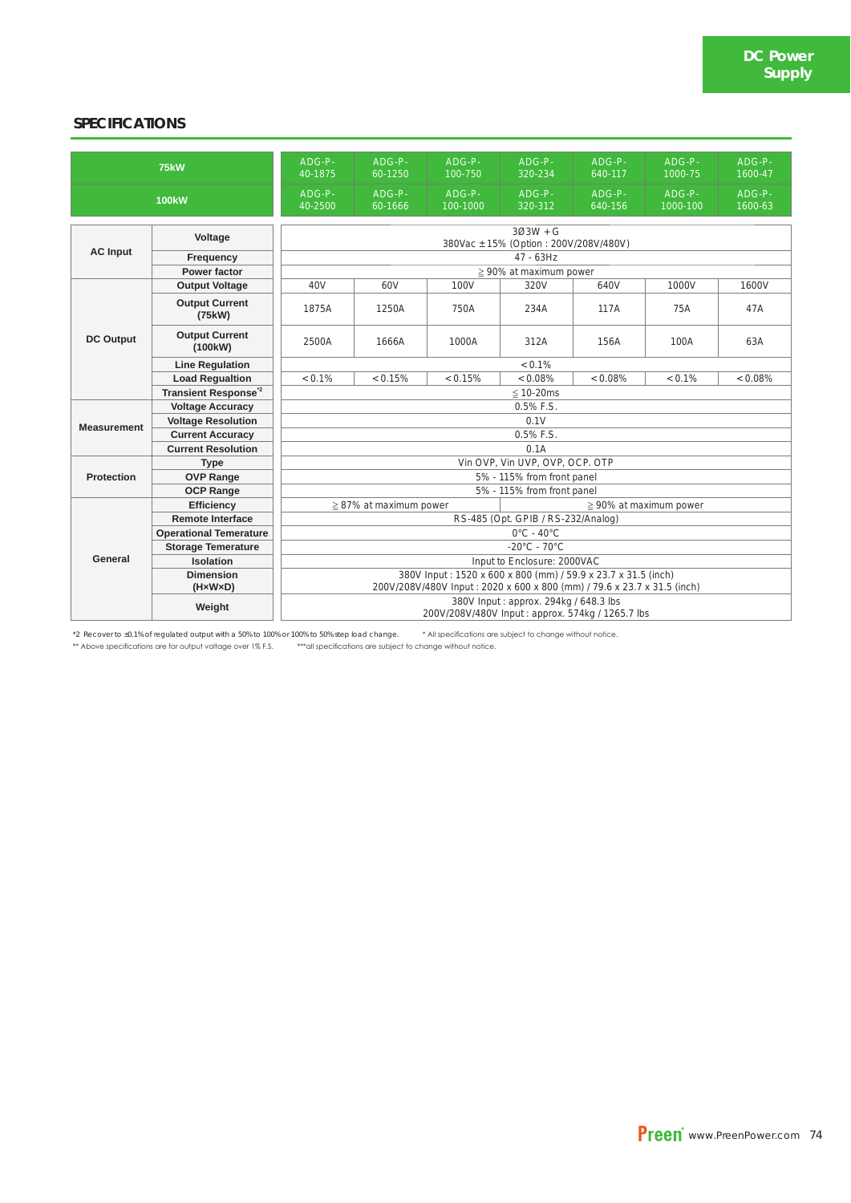DC Power Supply

## SPECIFICATIONS

| | | | | | | | | |
|---|---|---|---|---|---|---|---|---|
| 75kW | | ADG-P-40-1875 | ADG-P-60-1250 | ADG-P-100-750 | ADG-P-320-234 | ADG-P-640-117 | ADG-P-1000-75 | ADG-P-1600-47 |
| 100kW | | ADG-P-40-2500 | ADG-P-60-1666 | ADG-P-100-1000 | ADG-P-320-312 | ADG-P-640-156 | ADG-P-1000-100 | ADG-P-1600-63 |
| AC Input | Voltage | 3Ø3W + G 380Vac ±15% (Option : 200V/208V/480V) | | | | | | |
| | Frequency | 47 - 63Hz | | | | | | |
| | Power factor | ≧ 90% at maximum power | | | | | | |
| DC Output | Output Voltage | 40V | 60V | 100V | 320V | 640V | 1000V | 1600V |
| | Output Current (75kW) | 1875A | 1250A | 750A | 234A | 117A | 75A | 47A |
| | Output Current (100kW) | 2500A | 1666A | 1000A | 312A | 156A | 100A | 63A |
| | Line Regulation | < 0.1% | | | | | | |
| | Load Regualtion | < 0.1% | < 0.15% | < 0.15% | < 0.08% | < 0.08% | < 0.1% | < 0.08% |
| | Transient Response*2 | ≦ 10-20ms | | | | | | |
| Measurement | Voltage Accuracy | 0.5% F.S. | | | | | | |
| | Voltage Resolution | 0.1V | | | | | | |
| | Current Accuracy | 0.5% F.S. | | | | | | |
| | Current Resolution | 0.1A | | | | | | |
| Protection | Type | Vin OVP, Vin UVP, OVP, OCP. OTP | | | | | | |
| | OVP Range | 5% - 115% from front panel | | | | | | |
| | OCP Range | 5% - 115% from front panel | | | | | | |
| General | Efficiency | ≧ 87% at maximum power | | | ≧ 90% at maximum power | | | |
| | Remote Interface | RS-485 (Opt. GPIB / RS-232/Analog) | | | | | | |
| | Operational Temerature | 0°C - 40°C | | | | | | |
| | Storage Temerature | -20°C - 70°C | | | | | | |
| | Isolation | Input to Enclosure: 2000VAC | | | | | | |
| | Dimension (H×W×D) | 380V Input : 1520 x 600 x 800 (mm) / 59.9 x 23.7 x 31.5 (inch) 200V/208V/480V Input : 2020 x 600 x 800 (mm) / 79.6 x 23.7 x 31.5 (inch) | | | | | | |
| | Weight | 380V Input : approx. 294kg / 648.3 lbs 200V/208V/480V Input : approx. 574kg / 1265.7 lbs | | | | | | |

*2 Recover to ±0.1% of regulated output with a 50% to 100% or 100% to 50% step load change.   * All specifications are subject to change without notice.

** Above specifications are for output voltage over 1% F.S.   ***all specifications are subject to change without notice.

Preen www.PreenPower.com